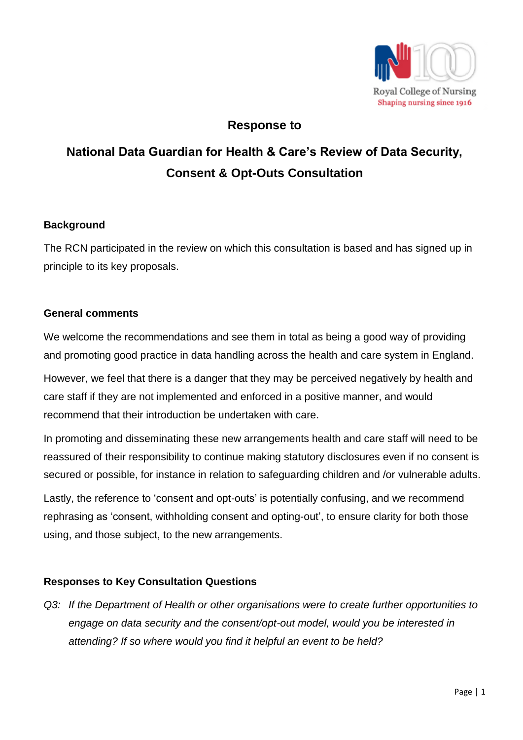Royal College of Nursing
Shaping nursing since 1916

# Response to

# National Data Guardian for Health & Care's Review of Data Security, Consent & Opt-Outs Consultation

## Background

The RCN participated in the review on which this consultation is based and has signed up in principle to its key proposals.

## General comments

We welcome the recommendations and see them in total as being a good way of providing and promoting good practice in data handling across the health and care system in England.

However, we feel that there is a danger that they may be perceived negatively by health and care staff if they are not implemented and enforced in a positive manner, and would recommend that their introduction be undertaken with care.

In promoting and disseminating these new arrangements health and care staff will need to be reassured of their responsibility to continue making statutory disclosures even if no consent is secured or possible, for instance in relation to safeguarding children and /or vulnerable adults.

Lastly, the reference to 'consent and opt-outs' is potentially confusing, and we recommend rephrasing as 'consent, withholding consent and opting-out', to ensure clarity for both those using, and those subject, to the new arrangements.

## Responses to Key Consultation Questions

*Q3: If the Department of Health or other organisations were to create further opportunities to engage on data security and the consent/opt-out model, would you be interested in attending? If so where would you find it helpful an event to be held?*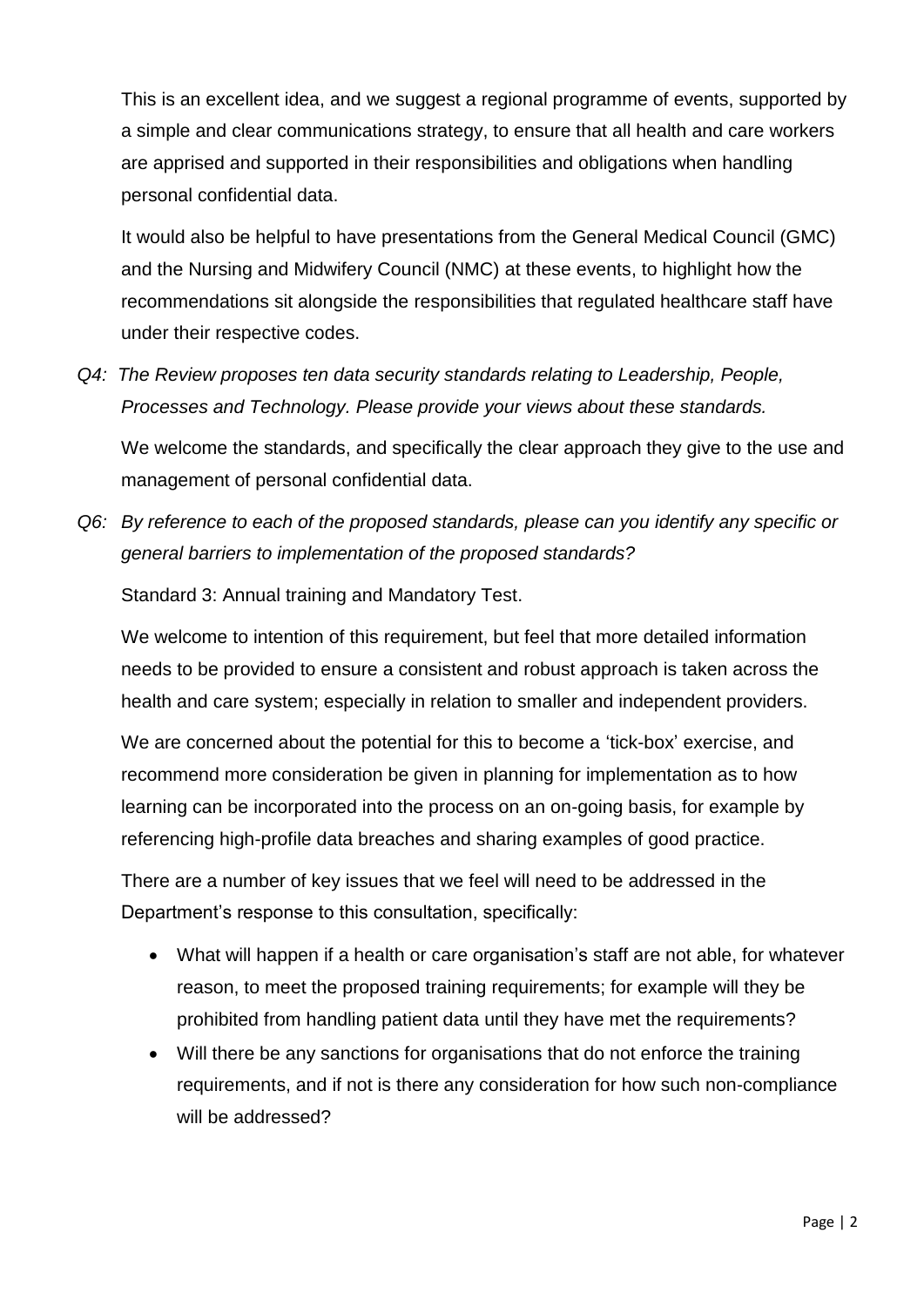This is an excellent idea, and we suggest a regional programme of events, supported by a simple and clear communications strategy, to ensure that all health and care workers are apprised and supported in their responsibilities and obligations when handling personal confidential data.

It would also be helpful to have presentations from the General Medical Council (GMC) and the Nursing and Midwifery Council (NMC) at these events, to highlight how the recommendations sit alongside the responsibilities that regulated healthcare staff have under their respective codes.

*Q4: The Review proposes ten data security standards relating to Leadership, People, Processes and Technology. Please provide your views about these standards.*

We welcome the standards, and specifically the clear approach they give to the use and management of personal confidential data.

*Q6: By reference to each of the proposed standards, please can you identify any specific or general barriers to implementation of the proposed standards?*

Standard 3: Annual training and Mandatory Test.

We welcome to intention of this requirement, but feel that more detailed information needs to be provided to ensure a consistent and robust approach is taken across the health and care system; especially in relation to smaller and independent providers.

We are concerned about the potential for this to become a 'tick-box' exercise, and recommend more consideration be given in planning for implementation as to how learning can be incorporated into the process on an on-going basis, for example by referencing high-profile data breaches and sharing examples of good practice.

There are a number of key issues that we feel will need to be addressed in the Department's response to this consultation, specifically:

- What will happen if a health or care organisation's staff are not able, for whatever reason, to meet the proposed training requirements; for example will they be prohibited from handling patient data until they have met the requirements?
- Will there be any sanctions for organisations that do not enforce the training requirements, and if not is there any consideration for how such non-compliance will be addressed?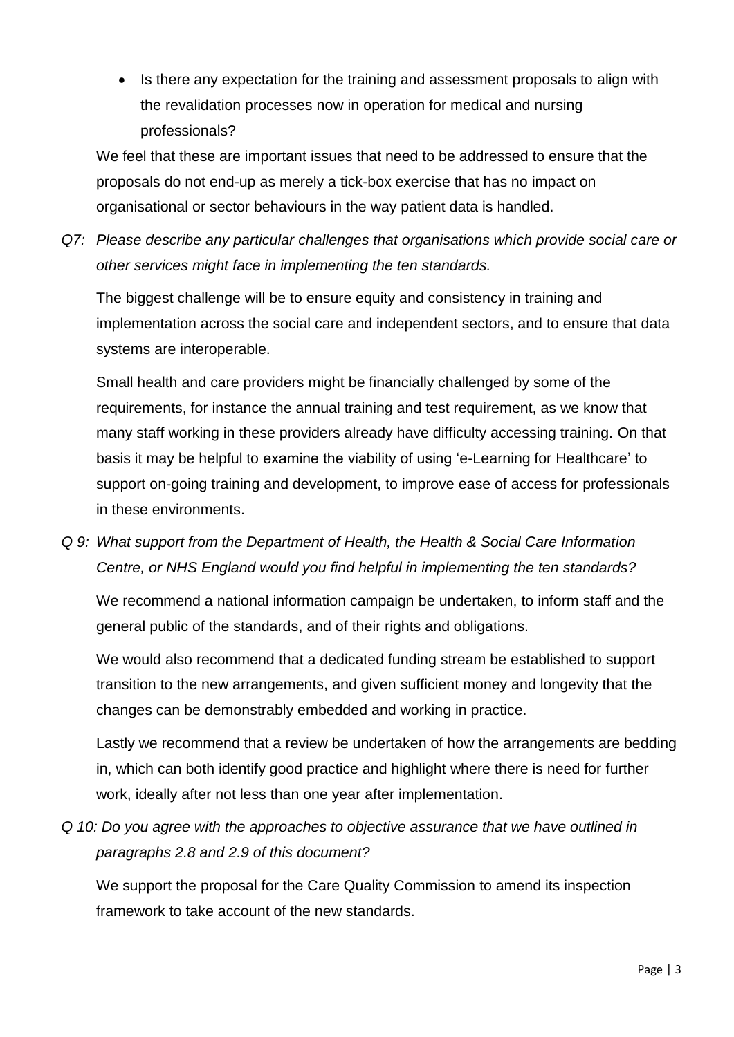- Is there any expectation for the training and assessment proposals to align with the revalidation processes now in operation for medical and nursing professionals?

We feel that these are important issues that need to be addressed to ensure that the proposals do not end-up as merely a tick-box exercise that has no impact on organisational or sector behaviours in the way patient data is handled.

*Q7: Please describe any particular challenges that organisations which provide social care or other services might face in implementing the ten standards.*

The biggest challenge will be to ensure equity and consistency in training and implementation across the social care and independent sectors, and to ensure that data systems are interoperable.

Small health and care providers might be financially challenged by some of the requirements, for instance the annual training and test requirement, as we know that many staff working in these providers already have difficulty accessing training. On that basis it may be helpful to examine the viability of using 'e-Learning for Healthcare' to support on-going training and development, to improve ease of access for professionals in these environments.

*Q 9: What support from the Department of Health, the Health & Social Care Information Centre, or NHS England would you find helpful in implementing the ten standards?*

We recommend a national information campaign be undertaken, to inform staff and the general public of the standards, and of their rights and obligations.

We would also recommend that a dedicated funding stream be established to support transition to the new arrangements, and given sufficient money and longevity that the changes can be demonstrably embedded and working in practice.

Lastly we recommend that a review be undertaken of how the arrangements are bedding in, which can both identify good practice and highlight where there is need for further work, ideally after not less than one year after implementation.

*Q 10: Do you agree with the approaches to objective assurance that we have outlined in paragraphs 2.8 and 2.9 of this document?*

We support the proposal for the Care Quality Commission to amend its inspection framework to take account of the new standards.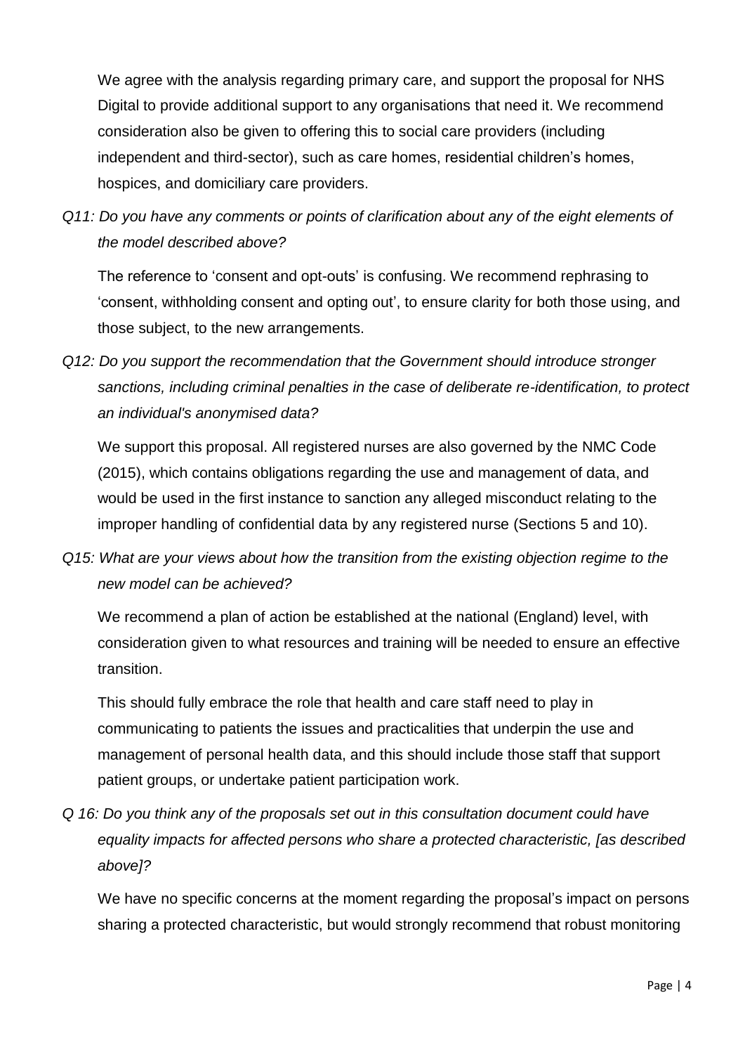We agree with the analysis regarding primary care, and support the proposal for NHS Digital to provide additional support to any organisations that need it. We recommend consideration also be given to offering this to social care providers (including independent and third-sector), such as care homes, residential children's homes, hospices, and domiciliary care providers.

*Q11: Do you have any comments or points of clarification about any of the eight elements of the model described above?*

The reference to 'consent and opt-outs' is confusing. We recommend rephrasing to 'consent, withholding consent and opting out', to ensure clarity for both those using, and those subject, to the new arrangements.

*Q12: Do you support the recommendation that the Government should introduce stronger sanctions, including criminal penalties in the case of deliberate re-identification, to protect an individual's anonymised data?*

We support this proposal. All registered nurses are also governed by the NMC Code (2015), which contains obligations regarding the use and management of data, and would be used in the first instance to sanction any alleged misconduct relating to the improper handling of confidential data by any registered nurse (Sections 5 and 10).

*Q15: What are your views about how the transition from the existing objection regime to the new model can be achieved?*

We recommend a plan of action be established at the national (England) level, with consideration given to what resources and training will be needed to ensure an effective transition.

This should fully embrace the role that health and care staff need to play in communicating to patients the issues and practicalities that underpin the use and management of personal health data, and this should include those staff that support patient groups, or undertake patient participation work.

*Q 16: Do you think any of the proposals set out in this consultation document could have equality impacts for affected persons who share a protected characteristic, [as described above]?*

We have no specific concerns at the moment regarding the proposal's impact on persons sharing a protected characteristic, but would strongly recommend that robust monitoring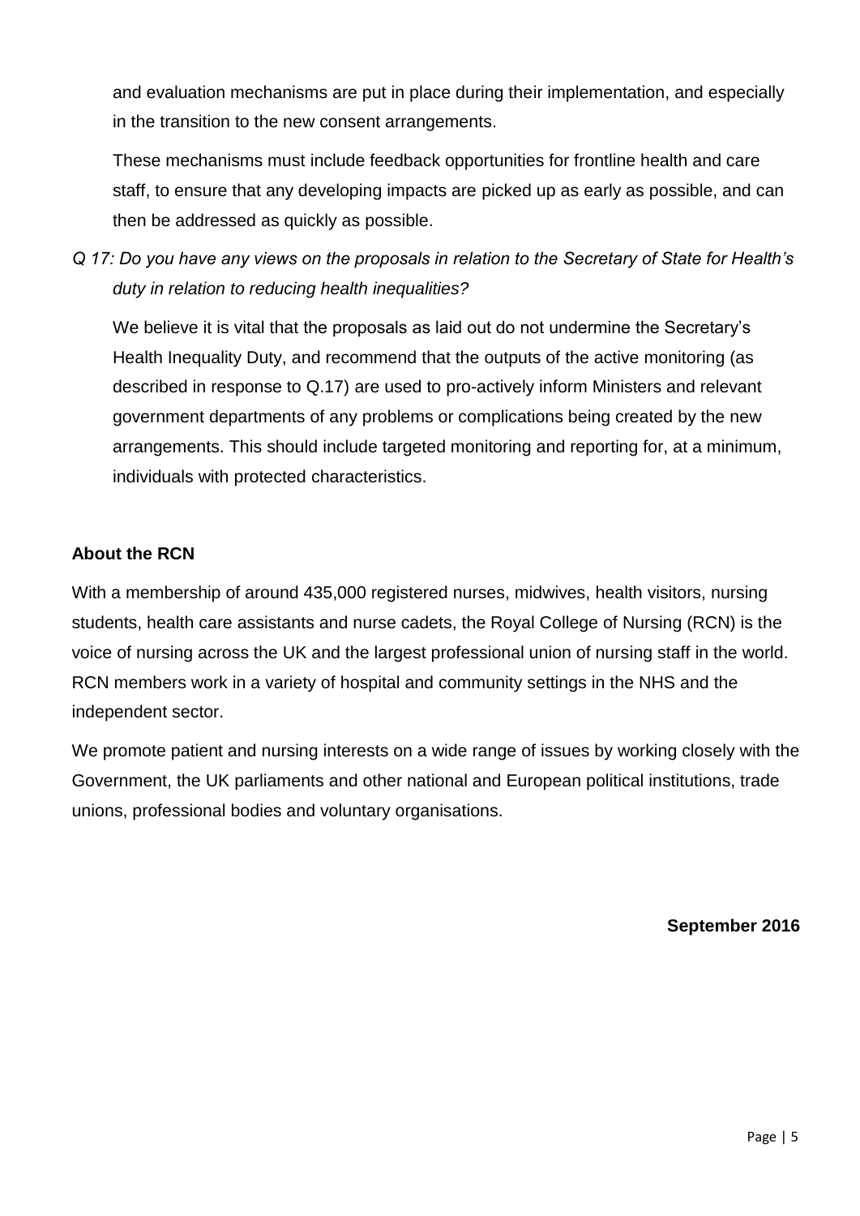and evaluation mechanisms are put in place during their implementation, and especially in the transition to the new consent arrangements.

These mechanisms must include feedback opportunities for frontline health and care staff, to ensure that any developing impacts are picked up as early as possible, and can then be addressed as quickly as possible.

*Q 17: Do you have any views on the proposals in relation to the Secretary of State for Health's duty in relation to reducing health inequalities?*

We believe it is vital that the proposals as laid out do not undermine the Secretary's Health Inequality Duty, and recommend that the outputs of the active monitoring (as described in response to Q.17) are used to pro-actively inform Ministers and relevant government departments of any problems or complications being created by the new arrangements. This should include targeted monitoring and reporting for, at a minimum, individuals with protected characteristics.

**About the RCN**

With a membership of around 435,000 registered nurses, midwives, health visitors, nursing students, health care assistants and nurse cadets, the Royal College of Nursing (RCN) is the voice of nursing across the UK and the largest professional union of nursing staff in the world. RCN members work in a variety of hospital and community settings in the NHS and the independent sector.

We promote patient and nursing interests on a wide range of issues by working closely with the Government, the UK parliaments and other national and European political institutions, trade unions, professional bodies and voluntary organisations.

**September 2016**